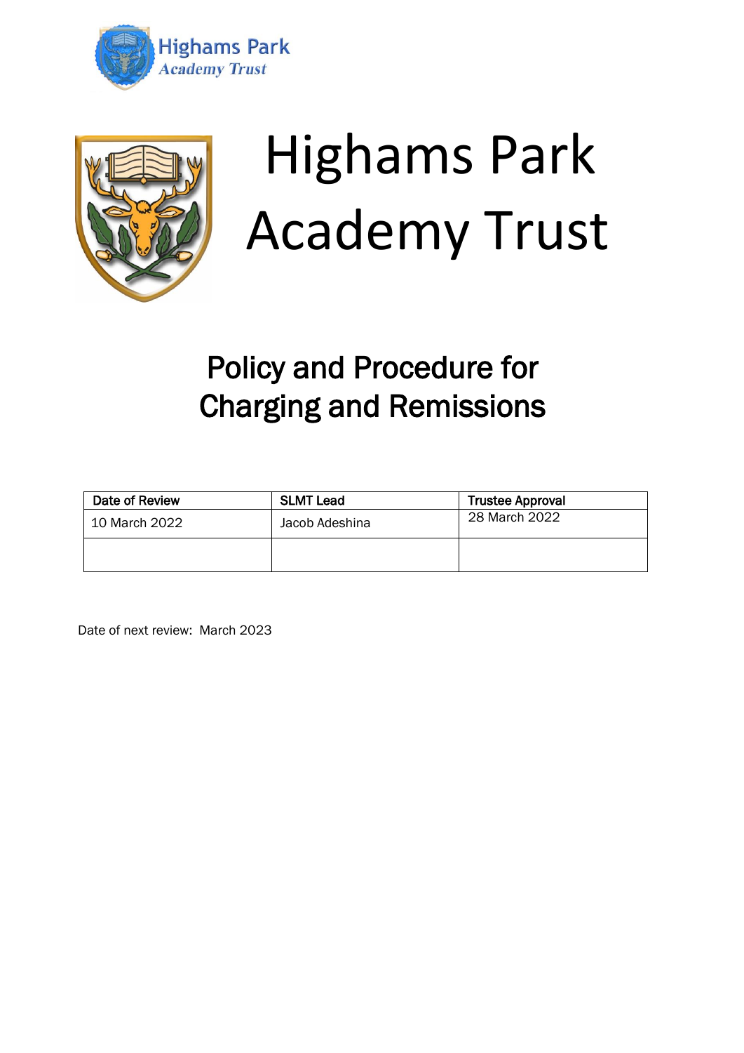Highams Park
Academy Trust

# Highams Park Academy Trust

## Policy and Procedure for Charging and Remissions

| Date of Review | SLMT Lead | Trustee Approval |
|---|---|---|
| 10 March 2022 | Jacob Adeshina | 28 March 2022 |
| | | |

Date of next review: March 2023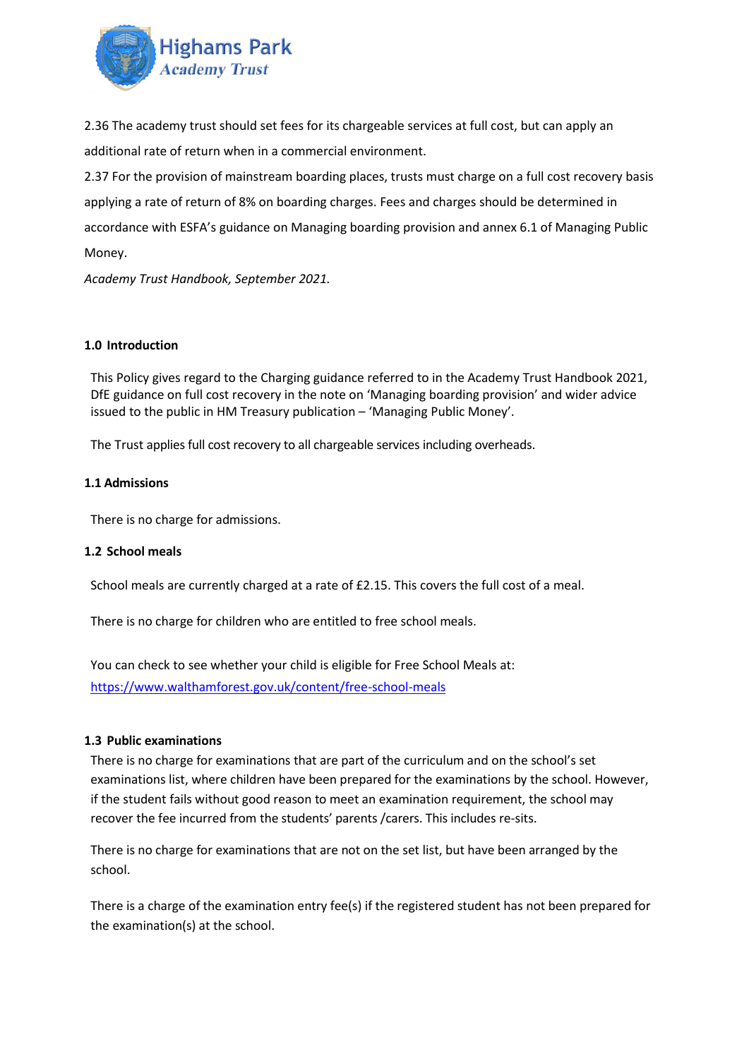2.36 The academy trust should set fees for its chargeable services at full cost, but can apply an additional rate of return when in a commercial environment.

2.37 For the provision of mainstream boarding places, trusts must charge on a full cost recovery basis applying a rate of return of 8% on boarding charges. Fees and charges should be determined in accordance with ESFA's guidance on Managing boarding provision and annex 6.1 of Managing Public Money.

*Academy Trust Handbook, September 2021.*

**1.0 Introduction**

This Policy gives regard to the Charging guidance referred to in the Academy Trust Handbook 2021, DfE guidance on full cost recovery in the note on 'Managing boarding provision' and wider advice issued to the public in HM Treasury publication – 'Managing Public Money'.

The Trust applies full cost recovery to all chargeable services including overheads.

**1.1 Admissions**

There is no charge for admissions.

**1.2 School meals**

School meals are currently charged at a rate of £2.15. This covers the full cost of a meal.

There is no charge for children who are entitled to free school meals.

You can check to see whether your child is eligible for Free School Meals at: [https://www.walthamforest.gov.uk/content/free-school-meals](https://www.walthamforest.gov.uk/content/free-school-meals)

**1.3 Public examinations**

There is no charge for examinations that are part of the curriculum and on the school's set examinations list, where children have been prepared for the examinations by the school. However, if the student fails without good reason to meet an examination requirement, the school may recover the fee incurred from the students' parents /carers. This includes re-sits.

There is no charge for examinations that are not on the set list, but have been arranged by the school.

There is a charge of the examination entry fee(s) if the registered student has not been prepared for the examination(s) at the school.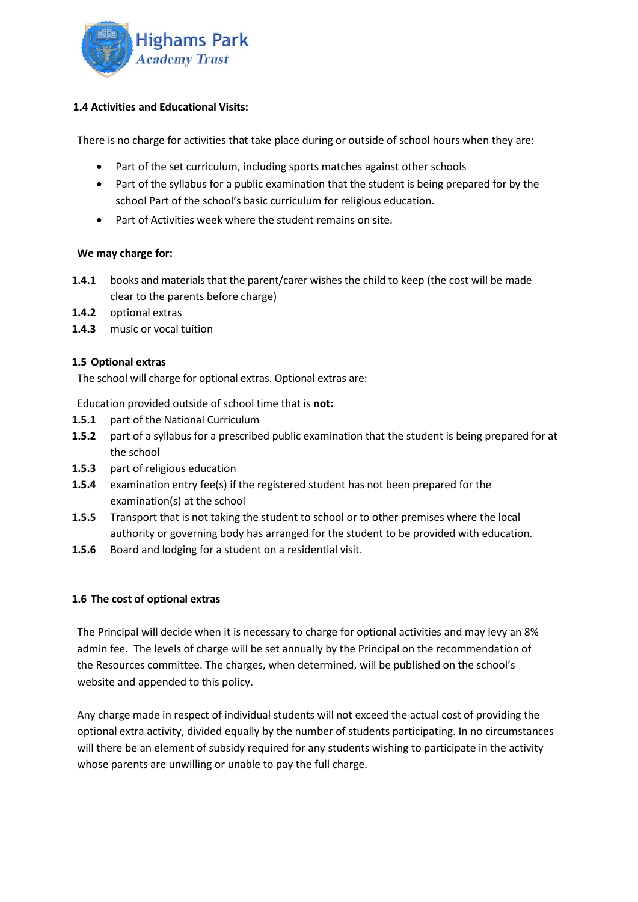### 1.4 Activities and Educational Visits:

There is no charge for activities that take place during or outside of school hours when they are:

- Part of the set curriculum, including sports matches against other schools
- Part of the syllabus for a public examination that the student is being prepared for by the school Part of the school's basic curriculum for religious education.
- Part of Activities week where the student remains on site.

**We may charge for:**

**1.4.1** books and materials that the parent/carer wishes the child to keep (the cost will be made clear to the parents before charge)

**1.4.2** optional extras

**1.4.3** music or vocal tuition

### 1.5 Optional extras

The school will charge for optional extras. Optional extras are:

Education provided outside of school time that is **not:**

**1.5.1** part of the National Curriculum

**1.5.2** part of a syllabus for a prescribed public examination that the student is being prepared for at the school

**1.5.3** part of religious education

**1.5.4** examination entry fee(s) if the registered student has not been prepared for the examination(s) at the school

**1.5.5** Transport that is not taking the student to school or to other premises where the local authority or governing body has arranged for the student to be provided with education.

**1.5.6** Board and lodging for a student on a residential visit.

### 1.6 The cost of optional extras

The Principal will decide when it is necessary to charge for optional activities and may levy an 8% admin fee. The levels of charge will be set annually by the Principal on the recommendation of the Resources committee. The charges, when determined, will be published on the school's website and appended to this policy.

Any charge made in respect of individual students will not exceed the actual cost of providing the optional extra activity, divided equally by the number of students participating. In no circumstances will there be an element of subsidy required for any students wishing to participate in the activity whose parents are unwilling or unable to pay the full charge.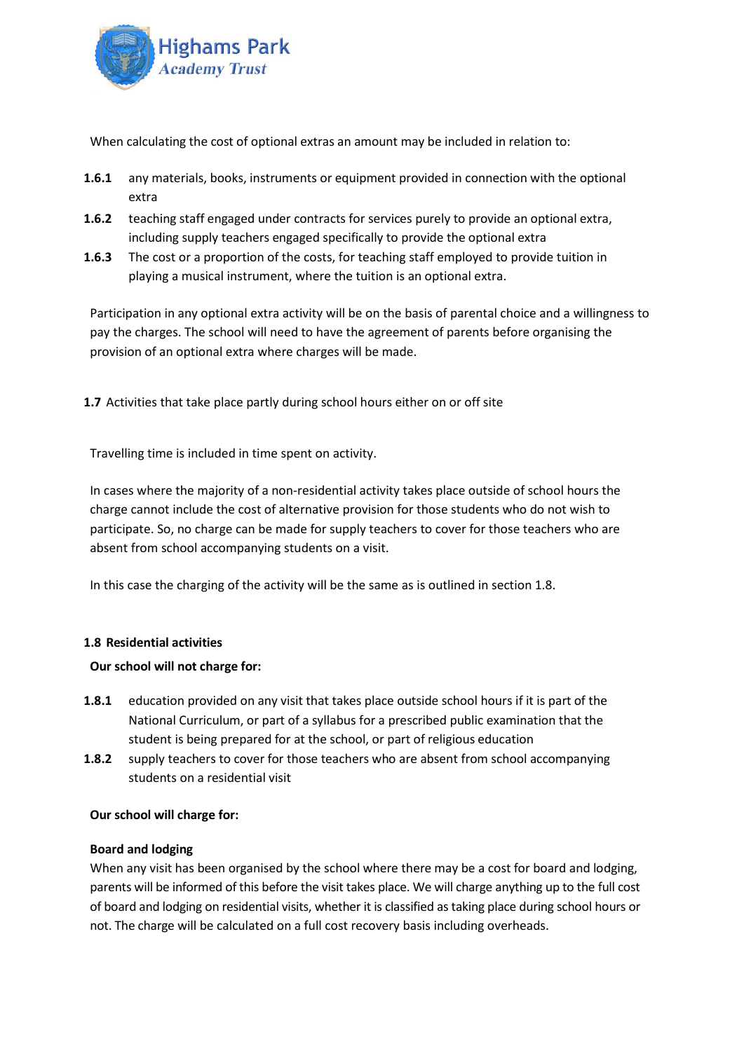When calculating the cost of optional extras an amount may be included in relation to:

**1.6.1** any materials, books, instruments or equipment provided in connection with the optional extra

**1.6.2** teaching staff engaged under contracts for services purely to provide an optional extra, including supply teachers engaged specifically to provide the optional extra

**1.6.3** The cost or a proportion of the costs, for teaching staff employed to provide tuition in playing a musical instrument, where the tuition is an optional extra.

Participation in any optional extra activity will be on the basis of parental choice and a willingness to pay the charges. The school will need to have the agreement of parents before organising the provision of an optional extra where charges will be made.

**1.7** Activities that take place partly during school hours either on or off site

Travelling time is included in time spent on activity.

In cases where the majority of a non-residential activity takes place outside of school hours the charge cannot include the cost of alternative provision for those students who do not wish to participate. So, no charge can be made for supply teachers to cover for those teachers who are absent from school accompanying students on a visit.

In this case the charging of the activity will be the same as is outlined in section 1.8.

**1.8 Residential activities**

**Our school will not charge for:**

**1.8.1** education provided on any visit that takes place outside school hours if it is part of the National Curriculum, or part of a syllabus for a prescribed public examination that the student is being prepared for at the school, or part of religious education

**1.8.2** supply teachers to cover for those teachers who are absent from school accompanying students on a residential visit

**Our school will charge for:**

**Board and lodging**

When any visit has been organised by the school where there may be a cost for board and lodging, parents will be informed of this before the visit takes place. We will charge anything up to the full cost of board and lodging on residential visits, whether it is classified as taking place during school hours or not. The charge will be calculated on a full cost recovery basis including overheads.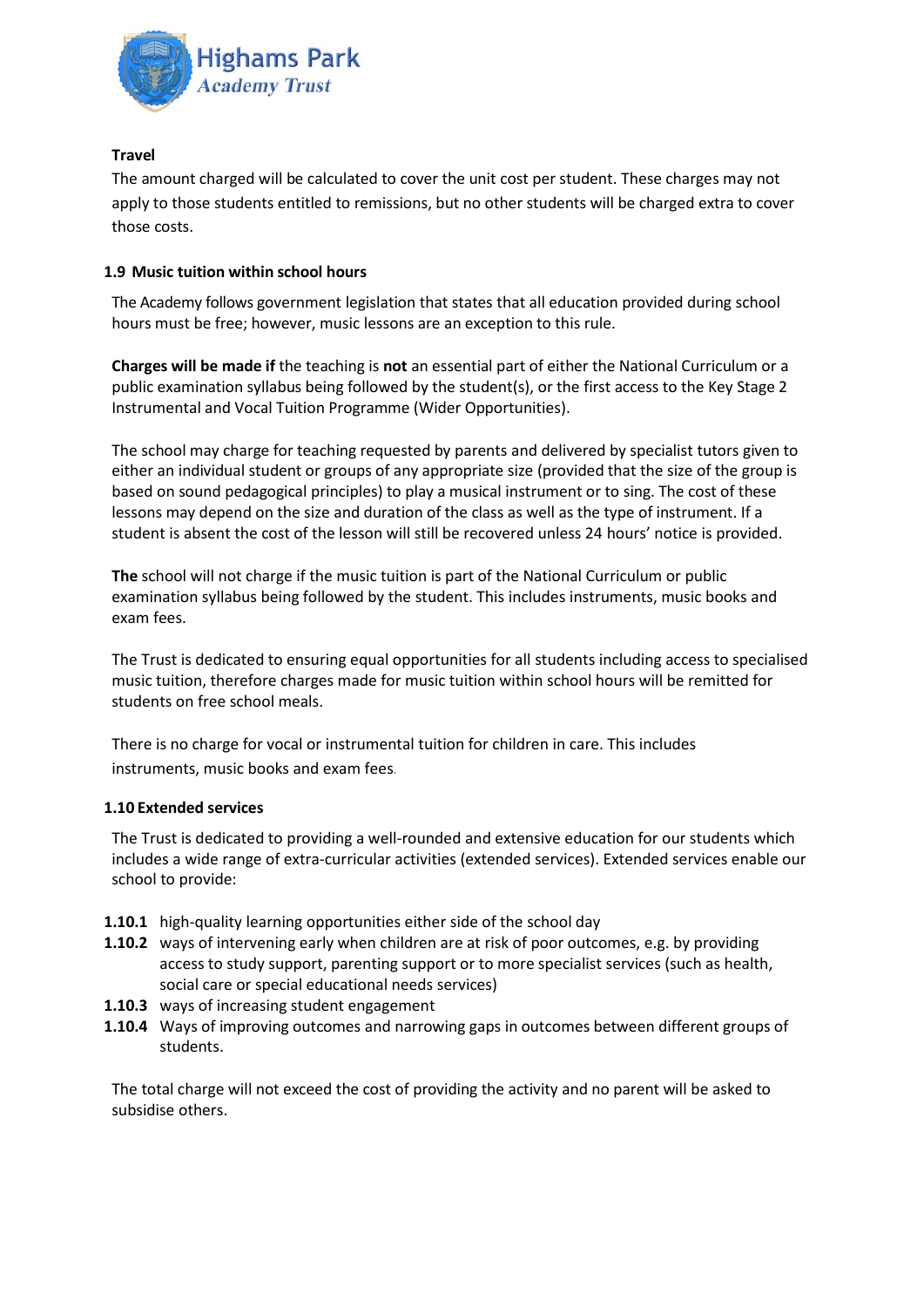**Travel**

The amount charged will be calculated to cover the unit cost per student. These charges may not apply to those students entitled to remissions, but no other students will be charged extra to cover those costs.

**1.9 Music tuition within school hours**

The Academy follows government legislation that states that all education provided during school hours must be free; however, music lessons are an exception to this rule.

**Charges will be made if** the teaching is **not** an essential part of either the National Curriculum or a public examination syllabus being followed by the student(s), or the first access to the Key Stage 2 Instrumental and Vocal Tuition Programme (Wider Opportunities).

The school may charge for teaching requested by parents and delivered by specialist tutors given to either an individual student or groups of any appropriate size (provided that the size of the group is based on sound pedagogical principles) to play a musical instrument or to sing. The cost of these lessons may depend on the size and duration of the class as well as the type of instrument. If a student is absent the cost of the lesson will still be recovered unless 24 hours' notice is provided.

**The** school will not charge if the music tuition is part of the National Curriculum or public examination syllabus being followed by the student. This includes instruments, music books and exam fees.

The Trust is dedicated to ensuring equal opportunities for all students including access to specialised music tuition, therefore charges made for music tuition within school hours will be remitted for students on free school meals.

There is no charge for vocal or instrumental tuition for children in care. This includes instruments, music books and exam fees.

**1.10 Extended services**

The Trust is dedicated to providing a well-rounded and extensive education for our students which includes a wide range of extra-curricular activities (extended services). Extended services enable our school to provide:

- **1.10.1** high-quality learning opportunities either side of the school day
- **1.10.2** ways of intervening early when children are at risk of poor outcomes, e.g. by providing access to study support, parenting support or to more specialist services (such as health, social care or special educational needs services)
- **1.10.3** ways of increasing student engagement
- **1.10.4** Ways of improving outcomes and narrowing gaps in outcomes between different groups of students.

The total charge will not exceed the cost of providing the activity and no parent will be asked to subsidise others.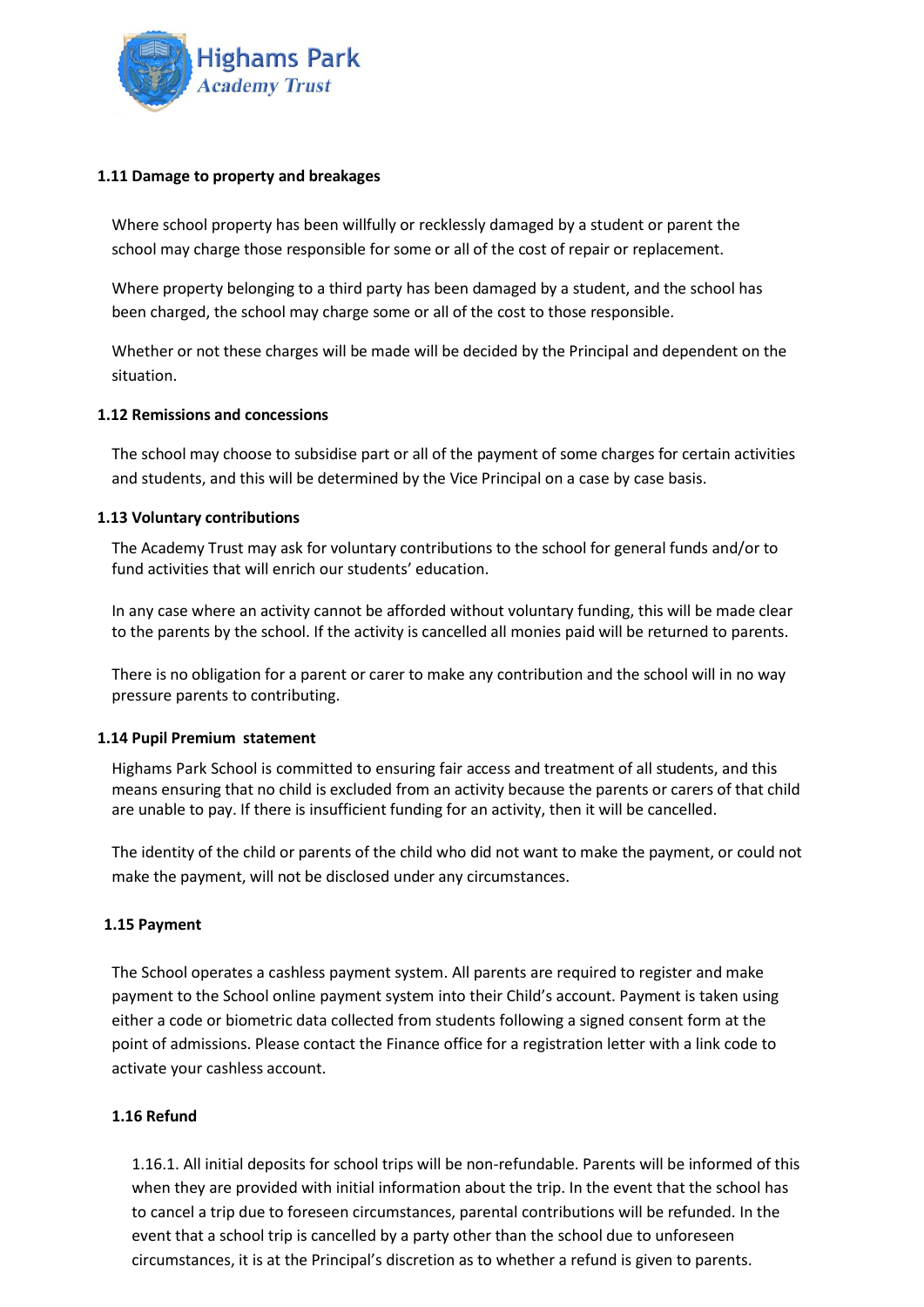### 1.11 Damage to property and breakages

Where school property has been willfully or recklessly damaged by a student or parent the school may charge those responsible for some or all of the cost of repair or replacement.

Where property belonging to a third party has been damaged by a student, and the school has been charged, the school may charge some or all of the cost to those responsible.

Whether or not these charges will be made will be decided by the Principal and dependent on the situation.

### 1.12 Remissions and concessions

The school may choose to subsidise part or all of the payment of some charges for certain activities and students, and this will be determined by the Vice Principal on a case by case basis.

### 1.13 Voluntary contributions

The Academy Trust may ask for voluntary contributions to the school for general funds and/or to fund activities that will enrich our students' education.

In any case where an activity cannot be afforded without voluntary funding, this will be made clear to the parents by the school. If the activity is cancelled all monies paid will be returned to parents.

There is no obligation for a parent or carer to make any contribution and the school will in no way pressure parents to contributing.

### 1.14 Pupil Premium statement

Highams Park School is committed to ensuring fair access and treatment of all students, and this means ensuring that no child is excluded from an activity because the parents or carers of that child are unable to pay. If there is insufficient funding for an activity, then it will be cancelled.

The identity of the child or parents of the child who did not want to make the payment, or could not make the payment, will not be disclosed under any circumstances.

### 1.15 Payment

The School operates a cashless payment system. All parents are required to register and make payment to the School online payment system into their Child's account. Payment is taken using either a code or biometric data collected from students following a signed consent form at the point of admissions. Please contact the Finance office for a registration letter with a link code to activate your cashless account.

### 1.16 Refund

1.16.1. All initial deposits for school trips will be non-refundable. Parents will be informed of this when they are provided with initial information about the trip. In the event that the school has to cancel a trip due to foreseen circumstances, parental contributions will be refunded. In the event that a school trip is cancelled by a party other than the school due to unforeseen circumstances, it is at the Principal's discretion as to whether a refund is given to parents.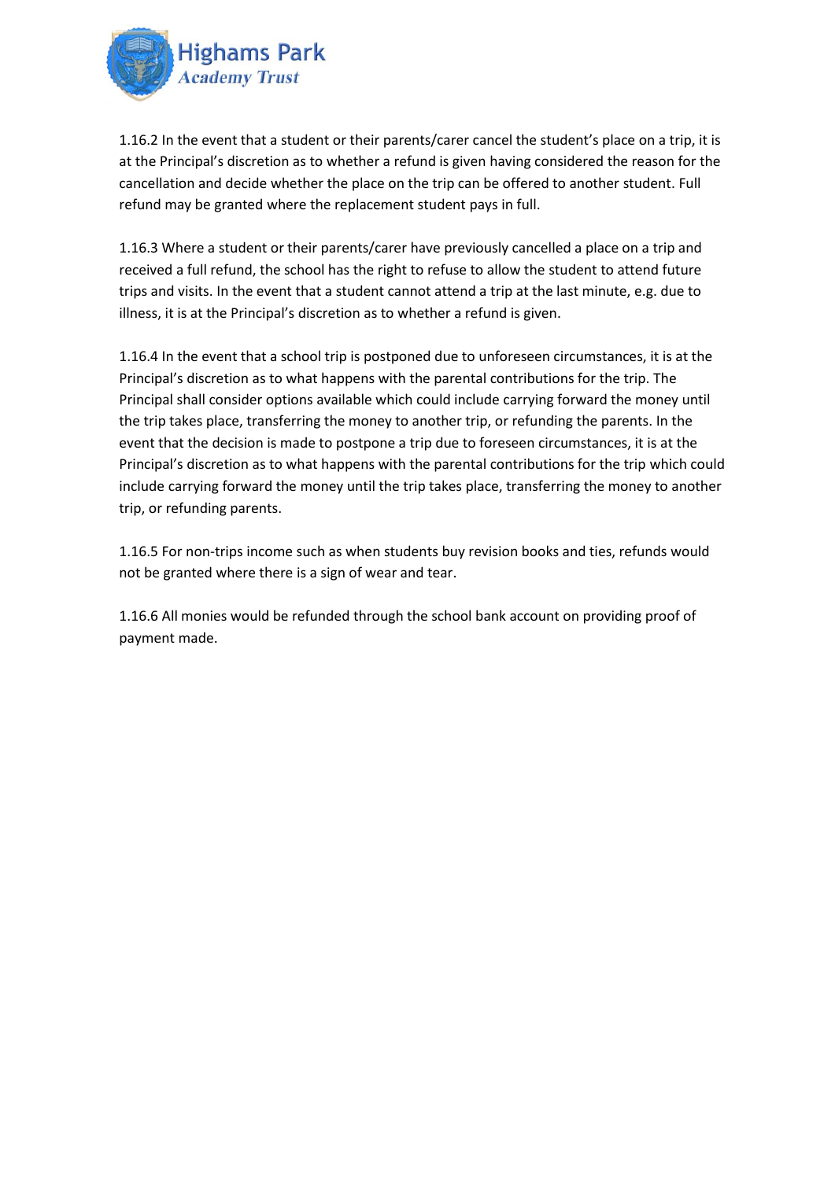1.16.2 In the event that a student or their parents/carer cancel the student's place on a trip, it is at the Principal's discretion as to whether a refund is given having considered the reason for the cancellation and decide whether the place on the trip can be offered to another student. Full refund may be granted where the replacement student pays in full.

1.16.3 Where a student or their parents/carer have previously cancelled a place on a trip and received a full refund, the school has the right to refuse to allow the student to attend future trips and visits. In the event that a student cannot attend a trip at the last minute, e.g. due to illness, it is at the Principal's discretion as to whether a refund is given.

1.16.4 In the event that a school trip is postponed due to unforeseen circumstances, it is at the Principal's discretion as to what happens with the parental contributions for the trip. The Principal shall consider options available which could include carrying forward the money until the trip takes place, transferring the money to another trip, or refunding the parents. In the event that the decision is made to postpone a trip due to foreseen circumstances, it is at the Principal's discretion as to what happens with the parental contributions for the trip which could include carrying forward the money until the trip takes place, transferring the money to another trip, or refunding parents.

1.16.5 For non-trips income such as when students buy revision books and ties, refunds would not be granted where there is a sign of wear and tear.

1.16.6 All monies would be refunded through the school bank account on providing proof of payment made.